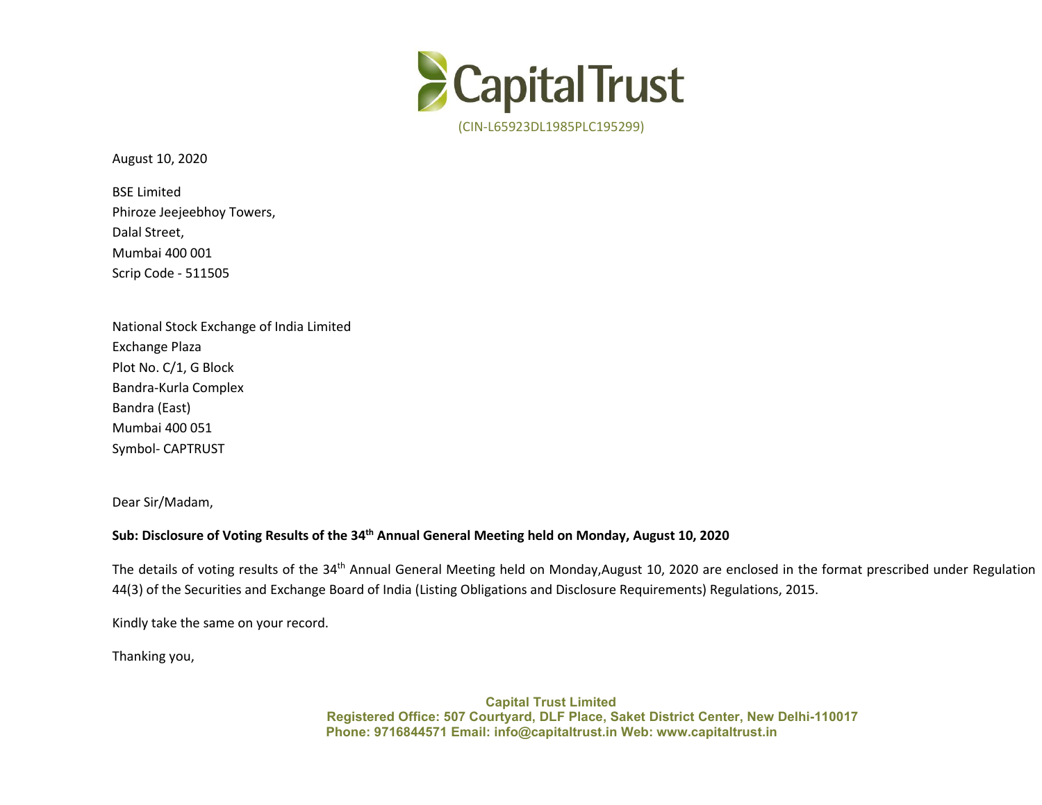Capital Trust

(CIN-L65923DL1985PLC195299)

August 10, 2020

BSE Limited
Phiroze Jeejeebhoy Towers,
Dalal Street,
Mumbai 400 001
Scrip Code - 511505

National Stock Exchange of India Limited
Exchange Plaza
Plot No. C/1, G Block
Bandra-Kurla Complex
Bandra (East)
Mumbai 400 051
Symbol- CAPTRUST

Dear Sir/Madam,

**Sub: Disclosure of Voting Results of the 34th Annual General Meeting held on Monday, August 10, 2020**

The details of voting results of the 34th Annual General Meeting held on Monday,August 10, 2020 are enclosed in the format prescribed under Regulation 44(3) of the Securities and Exchange Board of India (Listing Obligations and Disclosure Requirements) Regulations, 2015.

Kindly take the same on your record.

Thanking you,

**Capital Trust Limited**
**Registered Office: 507 Courtyard, DLF Place, Saket District Center, New Delhi-110017**
**Phone: 9716844571 Email: info@capitaltrust.in Web: www.capitaltrust.in**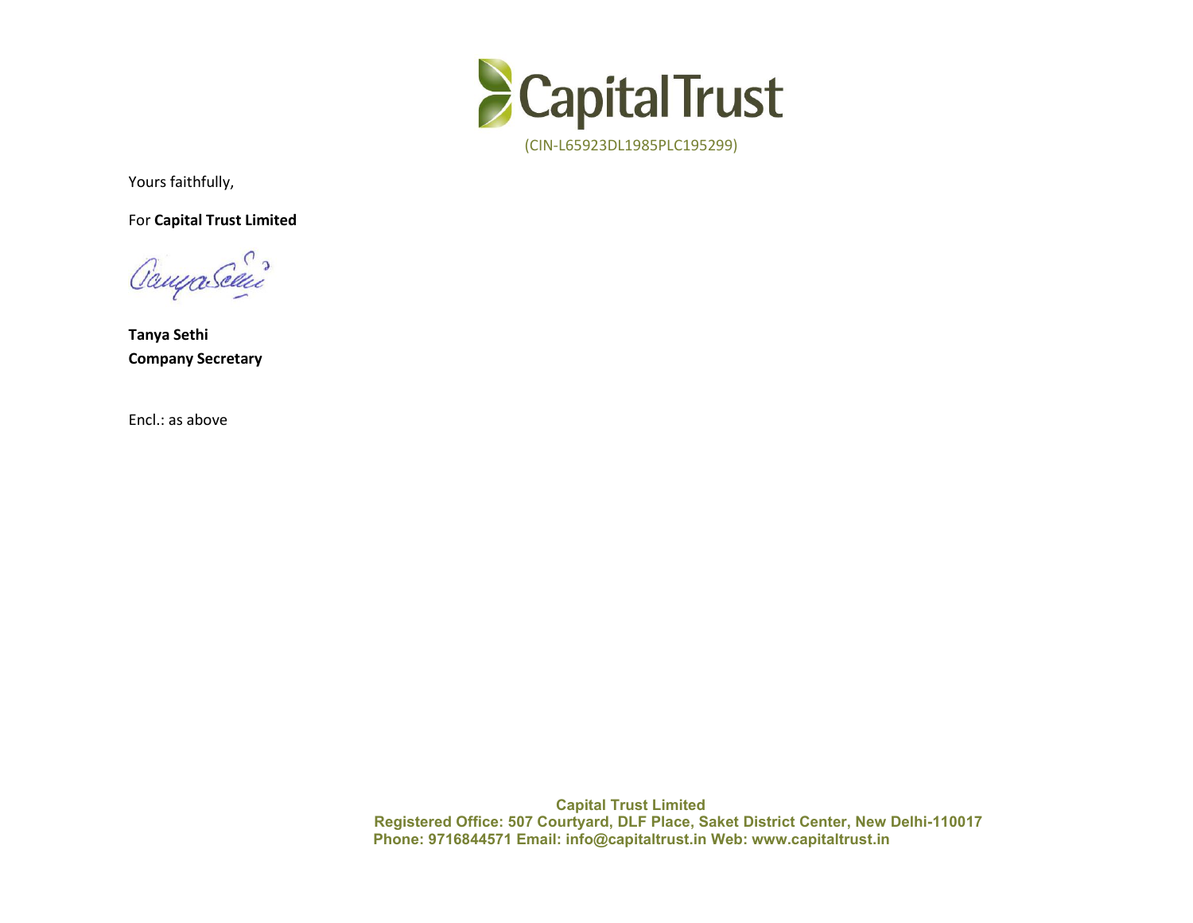Yours faithfully,

For **Capital Trust Limited**

**Tanya Sethi**
**Company Secretary**

Encl.: as above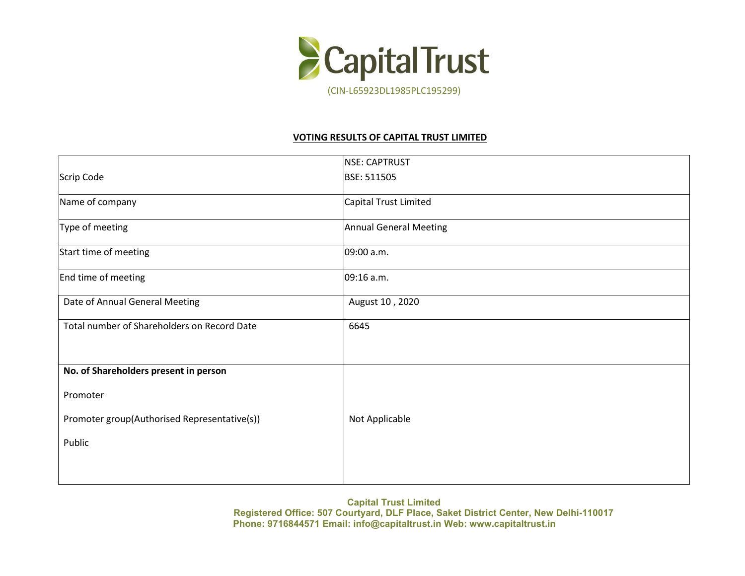Capital Trust

(CIN-L65923DL1985PLC195299)

**VOTING RESULTS OF CAPITAL TRUST LIMITED**

| | |
|---|---|
| Scrip Code | NSE: CAPTRUST<br>BSE: 511505 |
| Name of company | Capital Trust Limited |
| Type of meeting | Annual General Meeting |
| Start time of meeting | 09:00 a.m. |
| End time of meeting | 09:16 a.m. |
| Date of Annual General Meeting | August 10 , 2020 |
| Total number of Shareholders on Record Date | 6645 |
| **No. of Shareholders present in person**<br>Promoter<br>Promoter group(Authorised Representative(s))<br>Public | Not Applicable |

**Capital Trust Limited**
**Registered Office: 507 Courtyard, DLF Place, Saket District Center, New Delhi-110017**
**Phone: 9716844571 Email: info@capitaltrust.in Web: www.capitaltrust.in**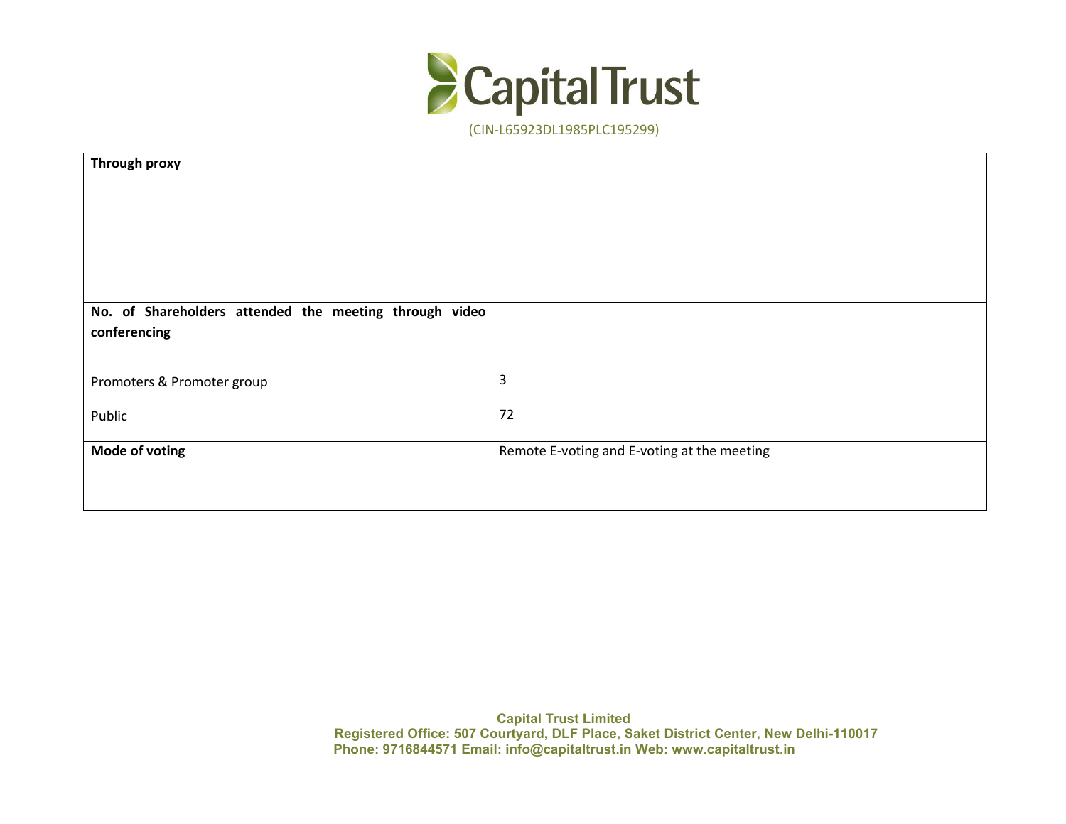| Through proxy | |
|---|---|
| **No. of Shareholders attended the meeting through video conferencing** | |
| Promoters & Promoter group | 3 |
| Public | 72 |
| **Mode of voting** | Remote E-voting and E-voting at the meeting |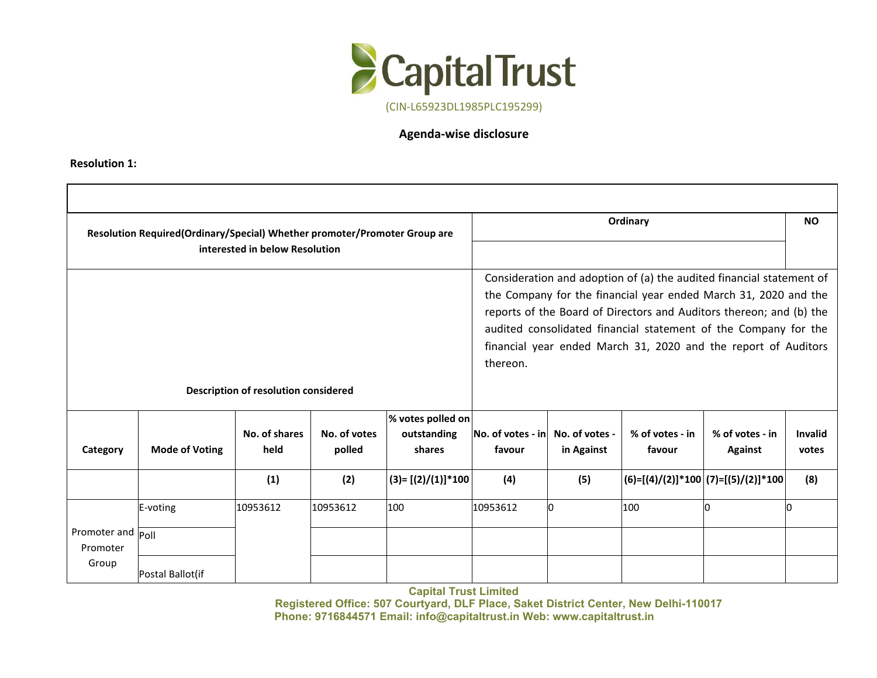Capital Trust

(CIN-L65923DL1985PLC195299)

## Agenda-wise disclosure

**Resolution 1:**

| | | | | | | | | | |
|---|---|---|---|---|---|---|---|---|---|
| **Resolution Required(Ordinary/Special) Whether promoter/Promoter Group are interested in below Resolution** | | | | | **Ordinary** | | | | **NO** |
| **Description of resolution considered** | | | | | Consideration and adoption of (a) the audited financial statement of the Company for the financial year ended March 31, 2020 and the reports of the Board of Directors and Auditors thereon; and (b) the audited consolidated financial statement of the Company for the financial year ended March 31, 2020 and the report of Auditors thereon. | | | | |
| **Category** | **Mode of Voting** | **No. of shares held** | **No. of votes polled** | **% votes polled on outstanding shares** | **No. of votes - in favour** | **No. of votes - in Against** | **% of votes - in favour** | **% of votes - in Against** | **Invalid votes** |
| | | **(1)** | **(2)** | **(3)= [(2)/(1)]*100** | **(4)** | **(5)** | **(6)=[(4)/(2)]*100** | **(7)=[(5)/(2)]*100** | **(8)** |
| Promoter and Promoter Group | E-voting | 10953612 | 10953612 | 100 | 10953612 | 0 | 100 | 0 | 0 |
| | Poll | | | | | | | | |
| | Postal Ballot(if | | | | | | | | |

**Capital Trust Limited**
**Registered Office: 507 Courtyard, DLF Place, Saket District Center, New Delhi-110017**
**Phone: 9716844571 Email: info@capitaltrust.in Web: www.capitaltrust.in**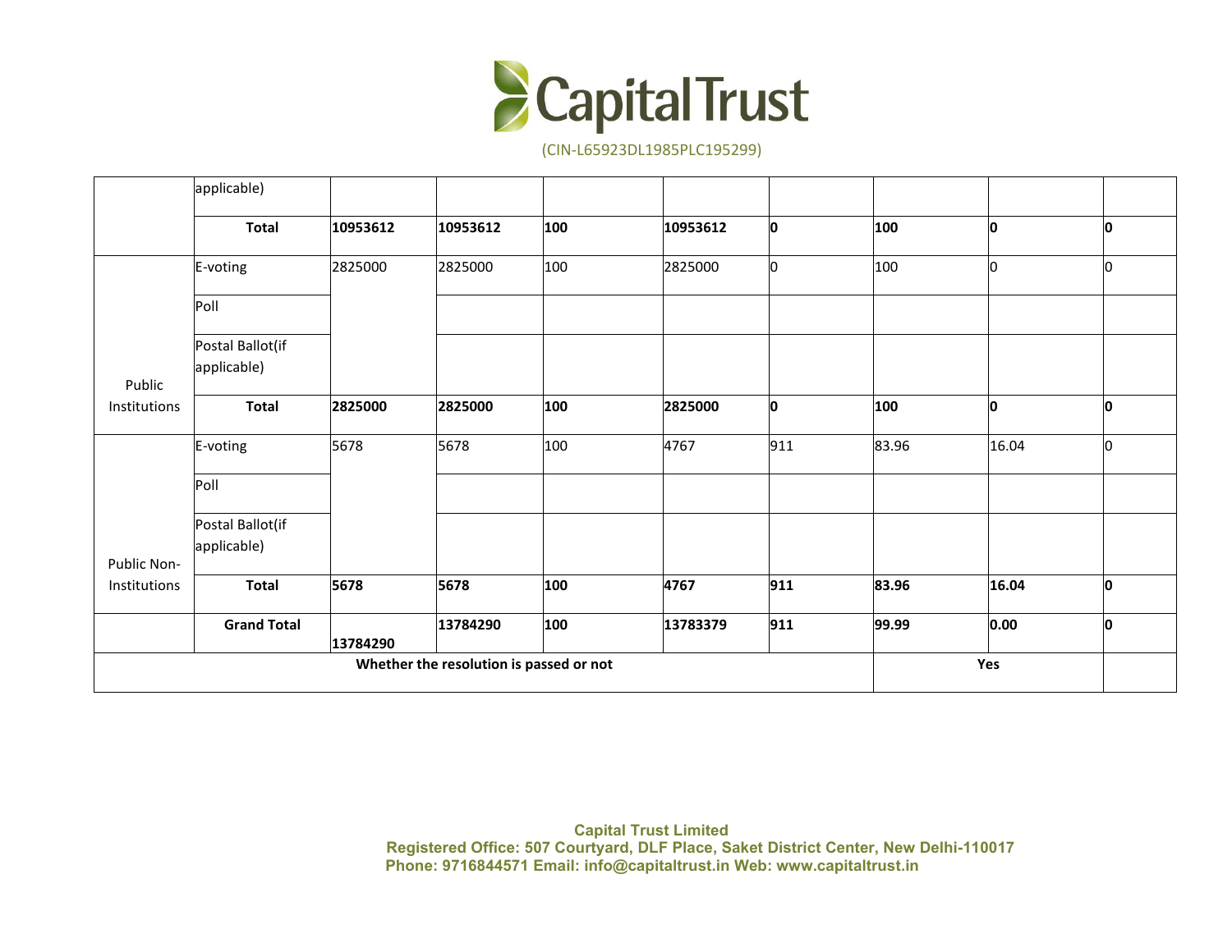| | applicable) | | | | | | | | |
|---|---|---|---|---|---|---|---|---|---|
| | **Total** | **10953612** | **10953612** | **100** | **10953612** | **0** | **100** | **0** | **0** |
| Public Institutions | E-voting | 2825000 | 2825000 | 100 | 2825000 | 0 | 100 | 0 | 0 |
| | Poll | | | | | | | | |
| | Postal Ballot(if applicable) | | | | | | | | |
| | **Total** | **2825000** | **2825000** | **100** | **2825000** | **0** | **100** | **0** | **0** |
| Public Non-Institutions | E-voting | 5678 | 5678 | 100 | 4767 | 911 | 83.96 | 16.04 | 0 |
| | Poll | | | | | | | | |
| | Postal Ballot(if applicable) | | | | | | | | |
| | **Total** | **5678** | **5678** | **100** | **4767** | **911** | **83.96** | **16.04** | **0** |
| | **Grand Total** | **13784290** | **13784290** | **100** | **13783379** | **911** | **99.99** | **0.00** | **0** |
| **Whether the resolution is passed or not** | | | | | | | **Yes** | | |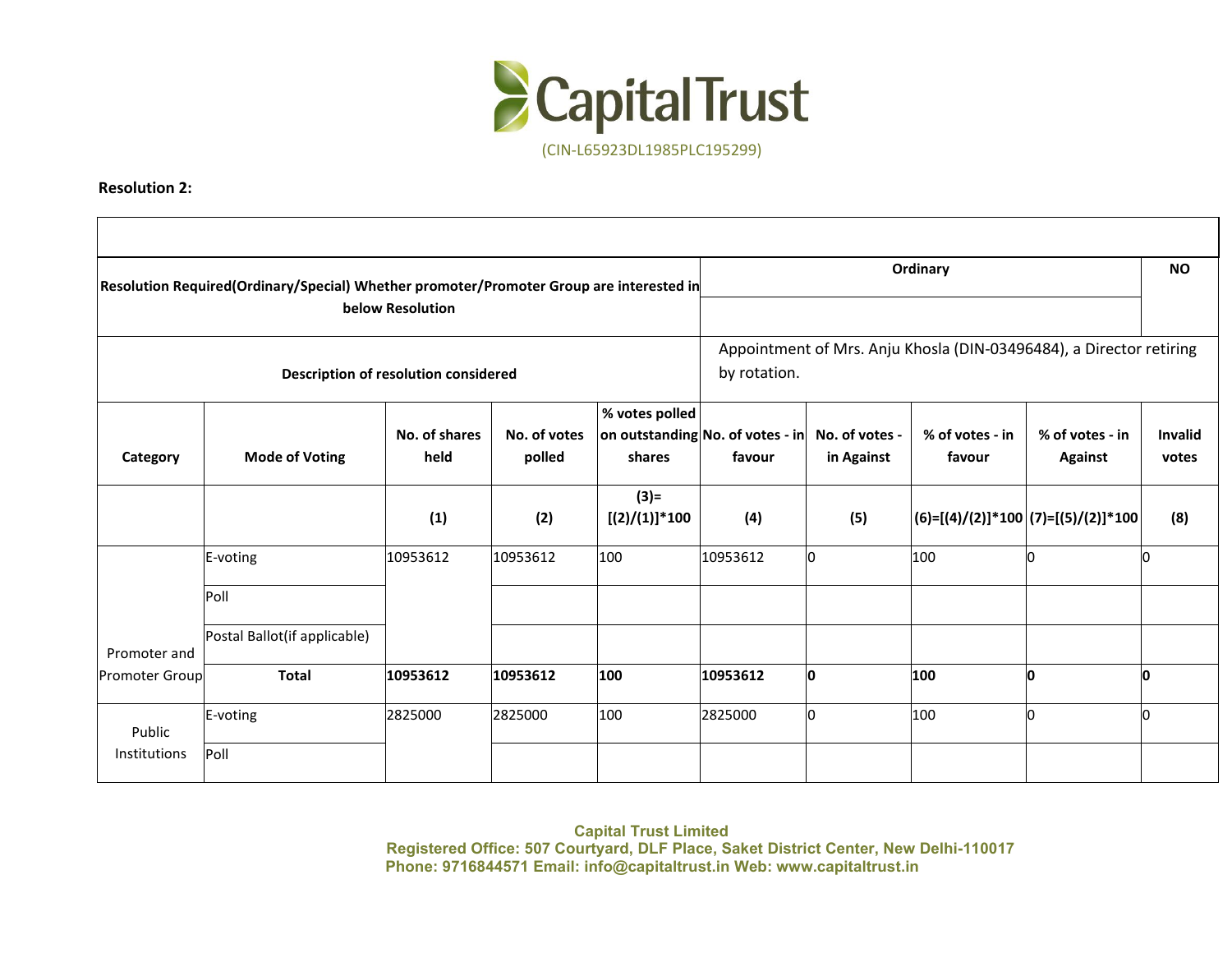Capital Trust

(CIN-L65923DL1985PLC195299)

**Resolution 2:**

| Resolution Required(Ordinary/Special) Whether promoter/Promoter Group are interested in below Resolution | | | | | Ordinary | | | | NO |
|---|---|---|---|---|---|---|---|---|---|
| **Description of resolution considered** | | | | | Appointment of Mrs. Anju Khosla (DIN-03496484), a Director retiring by rotation. | | | | |
| **Category** | **Mode of Voting** | **No. of shares held** | **No. of votes polled** | **% votes polled on outstanding shares** | **No. of votes - in favour** | **No. of votes - in Against** | **% of votes - in favour** | **% of votes - in Against** | **Invalid votes** |
| | | **(1)** | **(2)** | **(3)=[(2)/(1)]*100** | **(4)** | **(5)** | **(6)=[(4)/(2)]*100** | **(7)=[(5)/(2)]*100** | **(8)** |
| Promoter and Promoter Group | E-voting | 10953612 | 10953612 | 100 | 10953612 | 0 | 100 | 0 | 0 |
| | Poll | | | | | | | | |
| | Postal Ballot(if applicable) | | | | | | | | |
| | **Total** | **10953612** | **10953612** | **100** | **10953612** | **0** | **100** | **0** | **0** |
| Public Institutions | E-voting | 2825000 | 2825000 | 100 | 2825000 | 0 | 100 | 0 | 0 |
| | Poll | | | | | | | | |

**Capital Trust Limited**
**Registered Office: 507 Courtyard, DLF Place, Saket District Center, New Delhi-110017**
**Phone: 9716844571 Email: info@capitaltrust.in Web: www.capitaltrust.in**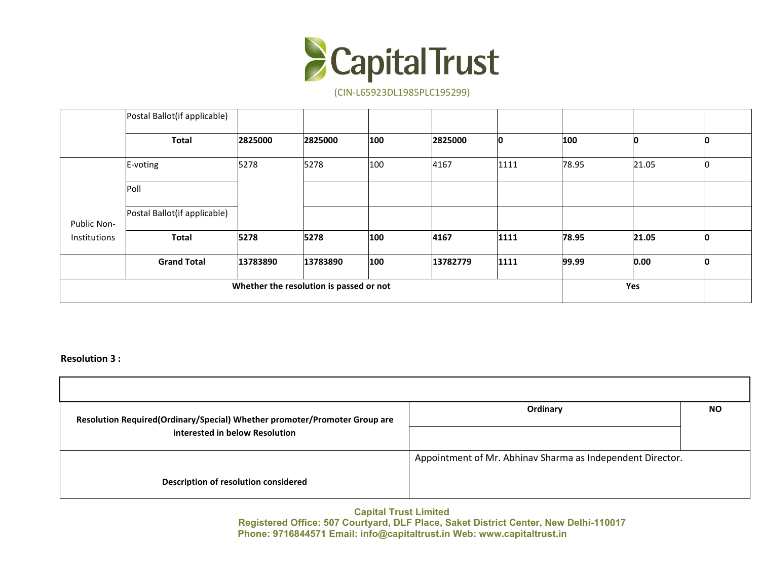| | Postal Ballot(if applicable) | | | | | | | | |
|---|---|---|---|---|---|---|---|---|---|
| | **Total** | **2825000** | **2825000** | **100** | **2825000** | **0** | **100** | **0** | **0** |
| Public Non-Institutions | E-voting | 5278 | 5278 | 100 | 4167 | 1111 | 78.95 | 21.05 | 0 |
| | Poll | | | | | | | | |
| | Postal Ballot(if applicable) | | | | | | | | |
| | **Total** | **5278** | **5278** | **100** | **4167** | **1111** | **78.95** | **21.05** | **0** |
| | **Grand Total** | **13783890** | **13783890** | **100** | **13782779** | **1111** | **99.99** | **0.00** | **0** |
| **Whether the resolution is passed or not** | | | | | | | **Yes** | | |

**Resolution 3 :**

| | | |
|---|---|---|
| **Resolution Required(Ordinary/Special) Whether promoter/Promoter Group are interested in below Resolution** | **Ordinary** | **NO** |
| **Description of resolution considered** | Appointment of Mr. Abhinav Sharma as Independent Director. | |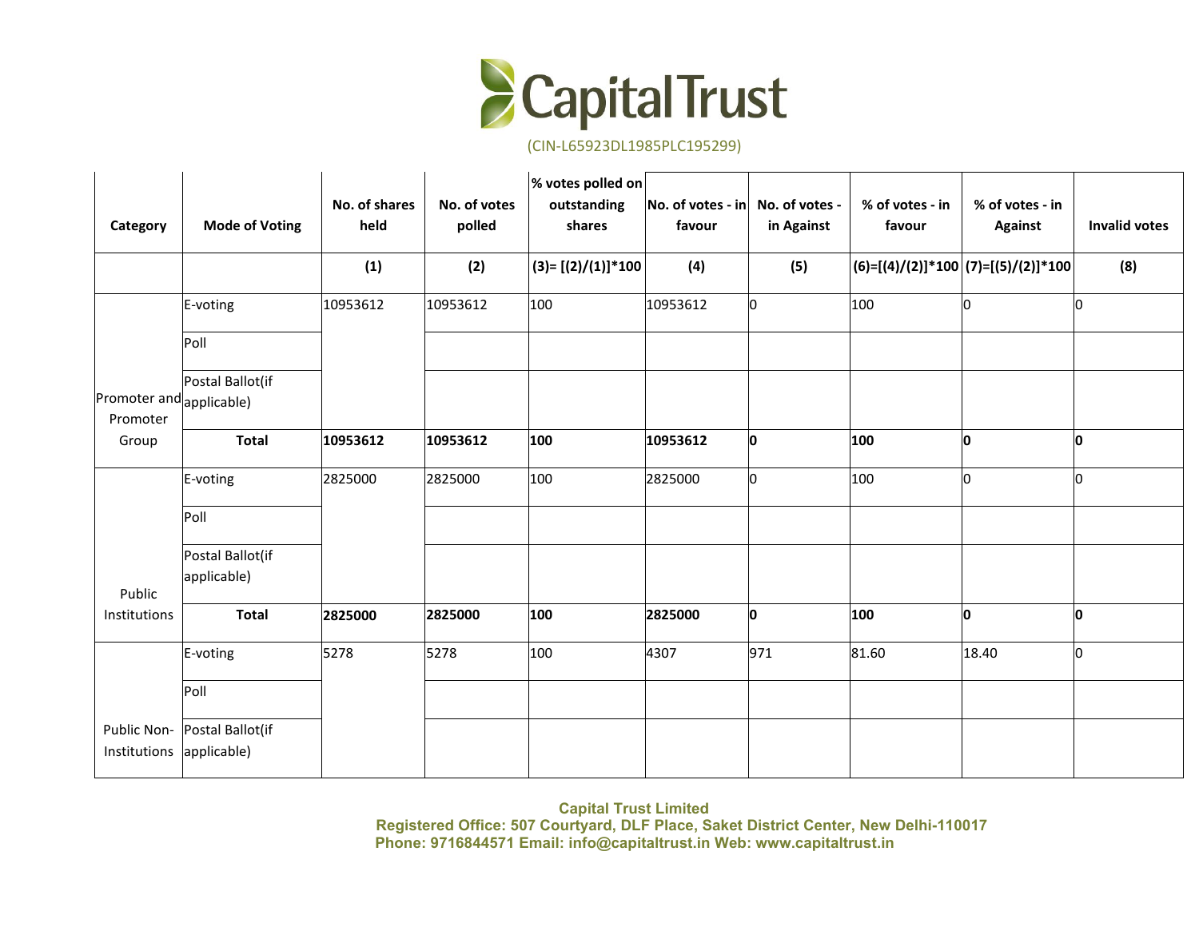Capital Trust

(CIN-L65923DL1985PLC195299)

| Category | Mode of Voting | No. of shares held | No. of votes polled | % votes polled on outstanding shares | No. of votes - in favour | No. of votes - in Against | % of votes - in favour | % of votes - in Against | Invalid votes |
|---|---|---|---|---|---|---|---|---|---|
| | | (1) | (2) | (3)= [(2)/(1)]*100 | (4) | (5) | (6)=[(4)/(2)]*100 | (7)=[(5)/(2)]*100 | (8) |
| Promoter and Promoter Group | E-voting | 10953612 | 10953612 | 100 | 10953612 | 0 | 100 | 0 | 0 |
| | Poll | | | | | | | | |
| | Postal Ballot(if applicable) | | | | | | | | |
| | **Total** | **10953612** | **10953612** | **100** | **10953612** | **0** | **100** | **0** | **0** |
| Public Institutions | E-voting | 2825000 | 2825000 | 100 | 2825000 | 0 | 100 | 0 | 0 |
| | Poll | | | | | | | | |
| | Postal Ballot(if applicable) | | | | | | | | |
| | **Total** | **2825000** | **2825000** | **100** | **2825000** | **0** | **100** | **0** | **0** |
| Public Non-Institutions | E-voting | 5278 | 5278 | 100 | 4307 | 971 | 81.60 | 18.40 | 0 |
| | Poll | | | | | | | | |
| | Postal Ballot(if applicable) | | | | | | | | |

**Capital Trust Limited**
**Registered Office: 507 Courtyard, DLF Place, Saket District Center, New Delhi-110017**
**Phone: 9716844571 Email: info@capitaltrust.in Web: www.capitaltrust.in**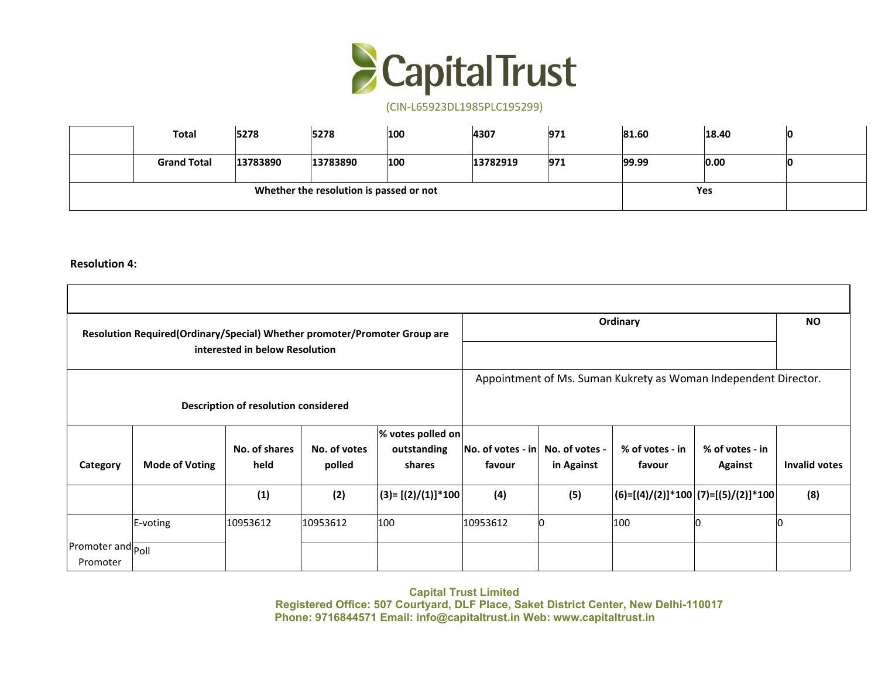| | Total | 5278 | 5278 | 100 | 4307 | 971 | 81.60 | 18.40 | 0 |
|---|---|---|---|---|---|---|---|---|---|
| | Grand Total | 13783890 | 13783890 | 100 | 13782919 | 971 | 99.99 | 0.00 | 0 |
| Whether the resolution is passed or not | | | | | | | Yes | | |

**Resolution 4:**

| | | | | | | | | | |
|---|---|---|---|---|---|---|---|---|---|
| **Resolution Required(Ordinary/Special) Whether promoter/Promoter Group are interested in below Resolution** | | | | | **Ordinary** | | | | **NO** |
| **Description of resolution considered** | | | | | Appointment of Ms. Suman Kukrety as Woman Independent Director. | | | | |
| **Category** | **Mode of Voting** | **No. of shares held** | **No. of votes polled** | **% votes polled on outstanding shares** | **No. of votes - in favour** | **No. of votes - in Against** | **% of votes - in favour** | **% of votes - in Against** | **Invalid votes** |
| | | **(1)** | **(2)** | **(3)= [(2)/(1)]*100** | **(4)** | **(5)** | **(6)=[(4)/(2)]*100** | **(7)=[(5)/(2)]*100** | **(8)** |
| Promoter and Promoter | E-voting | 10953612 | 10953612 | 100 | 10953612 | 0 | 100 | 0 | 0 |
| | Poll | | | | | | | | |

**Capital Trust Limited**
**Registered Office: 507 Courtyard, DLF Place, Saket District Center, New Delhi-110017**
**Phone: 9716844571 Email: info@capitaltrust.in Web: www.capitaltrust.in**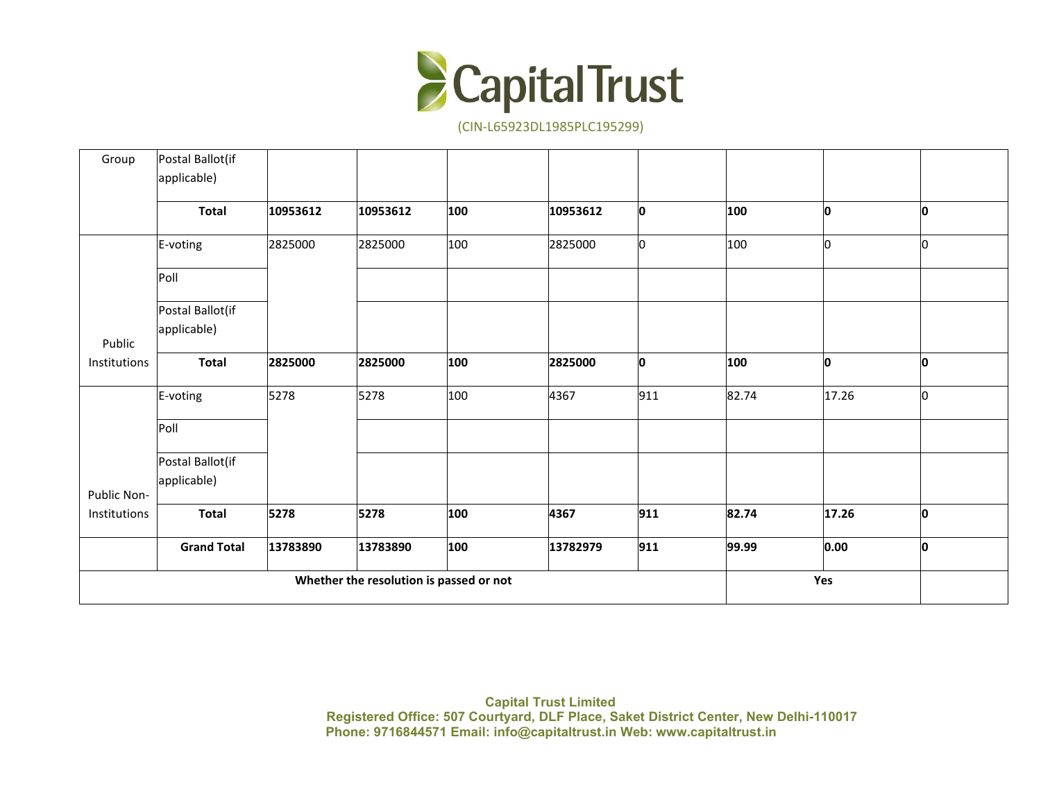| Group | Postal Ballot(if applicable) | | | | | | | | |
|---|---|---|---|---|---|---|---|---|---|
| | **Total** | **10953612** | **10953612** | **100** | **10953612** | **0** | **100** | **0** | **0** |
| Public Institutions | E-voting | 2825000 | 2825000 | 100 | 2825000 | 0 | 100 | 0 | 0 |
| | Poll | | | | | | | | |
| | Postal Ballot(if applicable) | | | | | | | | |
| | **Total** | **2825000** | **2825000** | **100** | **2825000** | **0** | **100** | **0** | **0** |
| Public Non-Institutions | E-voting | 5278 | 5278 | 100 | 4367 | 911 | 82.74 | 17.26 | 0 |
| | Poll | | | | | | | | |
| | Postal Ballot(if applicable) | | | | | | | | |
| | **Total** | **5278** | **5278** | **100** | **4367** | **911** | **82.74** | **17.26** | **0** |
| | **Grand Total** | **13783890** | **13783890** | **100** | **13782979** | **911** | **99.99** | **0.00** | **0** |
| **Whether the resolution is passed or not** | | | | | | | **Yes** | | |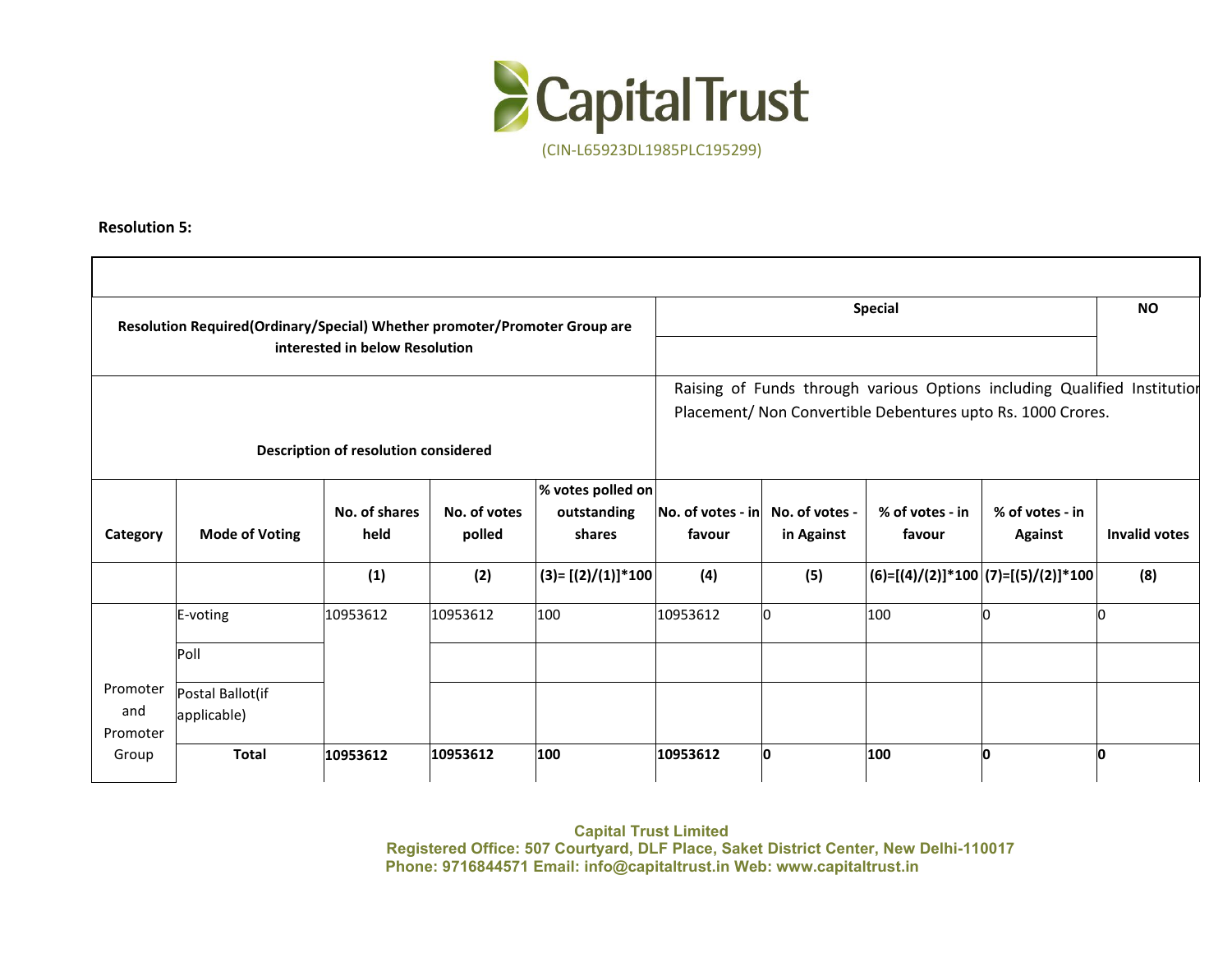# Capital Trust

(CIN-L65923DL1985PLC195299)

**Resolution 5:**

| | | | | | | | | | |
|---|---|---|---|---|---|---|---|---|---|
| **Resolution Required(Ordinary/Special) Whether promoter/Promoter Group are interested in below Resolution** | | | | | **Special** | | | | **NO** |
| **Description of resolution considered** | | | | | Raising of Funds through various Options including Qualified Institution Placement/ Non Convertible Debentures upto Rs. 1000 Crores. | | | | |
| **Category** | **Mode of Voting** | **No. of shares held** | **No. of votes polled** | **% votes polled on outstanding shares** | **No. of votes - in favour** | **No. of votes - in Against** | **% of votes - in favour** | **% of votes - in Against** | **Invalid votes** |
| | | **(1)** | **(2)** | **(3)= [(2)/(1)]*100** | **(4)** | **(5)** | **(6)=[(4)/(2)]*100** | **(7)=[(5)/(2)]*100** | **(8)** |
| Promoter and Promoter Group | E-voting | 10953612 | 10953612 | 100 | 10953612 | 0 | 100 | 0 | 0 |
| | Poll | | | | | | | | |
| | Postal Ballot(if applicable) | | | | | | | | |
| | **Total** | **10953612** | **10953612** | **100** | **10953612** | **0** | **100** | **0** | **0** |

**Capital Trust Limited**
**Registered Office: 507 Courtyard, DLF Place, Saket District Center, New Delhi-110017**
**Phone: 9716844571 Email: info@capitaltrust.in Web: www.capitaltrust.in**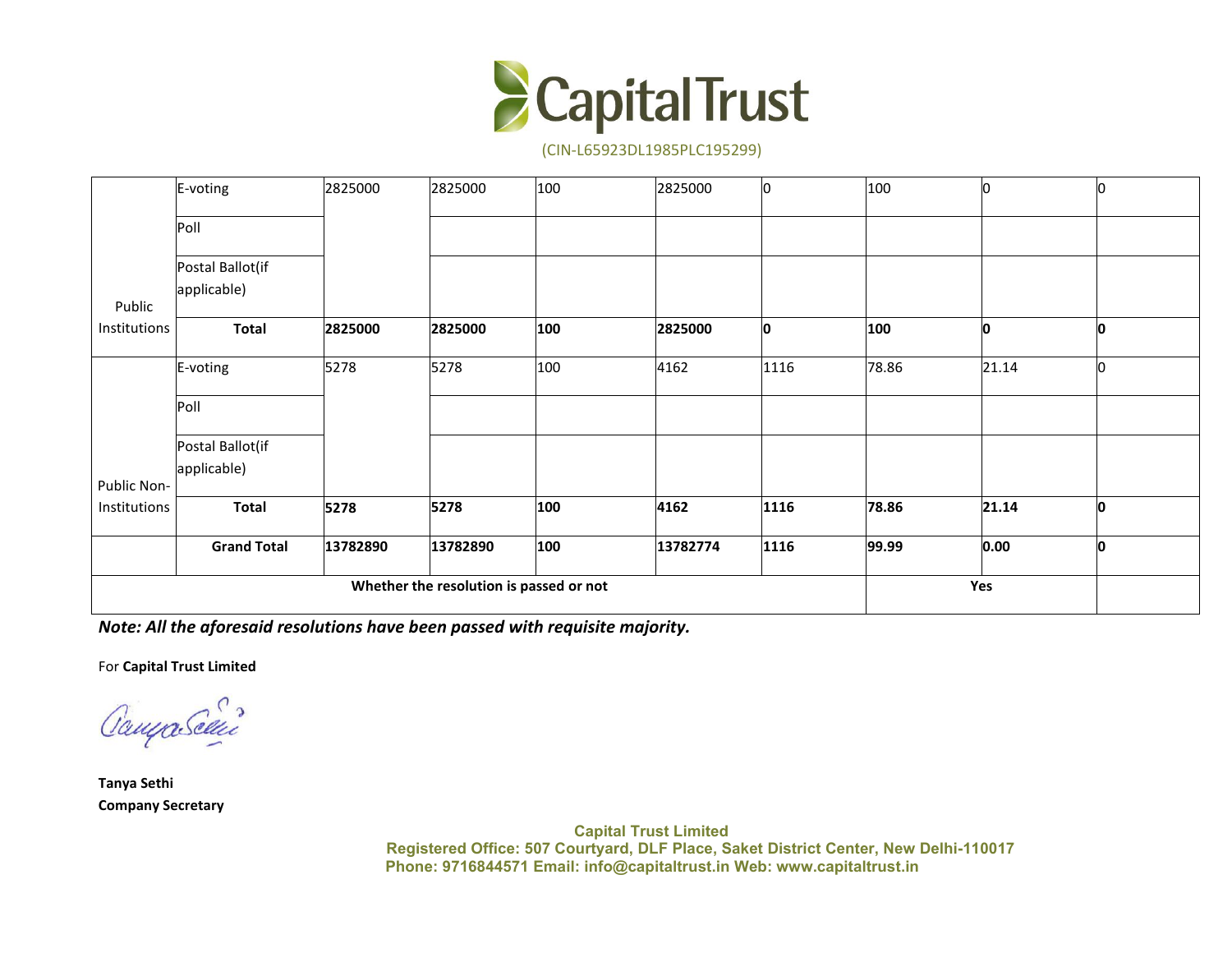Capital Trust

(CIN-L65923DL1985PLC195299)

| | | | | | | | | | |
|---|---|---|---|---|---|---|---|---|---|
| Public Institutions | E-voting | 2825000 | 2825000 | 100 | 2825000 | 0 | 100 | 0 | 0 |
| | Poll | | | | | | | | |
| | Postal Ballot(if applicable) | | | | | | | | |
| | **Total** | **2825000** | **2825000** | **100** | **2825000** | **0** | **100** | **0** | **0** |
| Public Non-Institutions | E-voting | 5278 | 5278 | 100 | 4162 | 1116 | 78.86 | 21.14 | 0 |
| | Poll | | | | | | | | |
| | Postal Ballot(if applicable) | | | | | | | | |
| | **Total** | **5278** | **5278** | **100** | **4162** | **1116** | **78.86** | **21.14** | **0** |
| | **Grand Total** | **13782890** | **13782890** | **100** | **13782774** | **1116** | **99.99** | **0.00** | **0** |
| **Whether the resolution is passed or not** | | | | | | | **Yes** | | |

***Note: All the aforesaid resolutions have been passed with requisite majority.***

For **Capital Trust Limited**

**Tanya Sethi**
**Company Secretary**

**Capital Trust Limited**
**Registered Office: 507 Courtyard, DLF Place, Saket District Center, New Delhi-110017**
**Phone: 9716844571 Email: info@capitaltrust.in Web: www.capitaltrust.in**